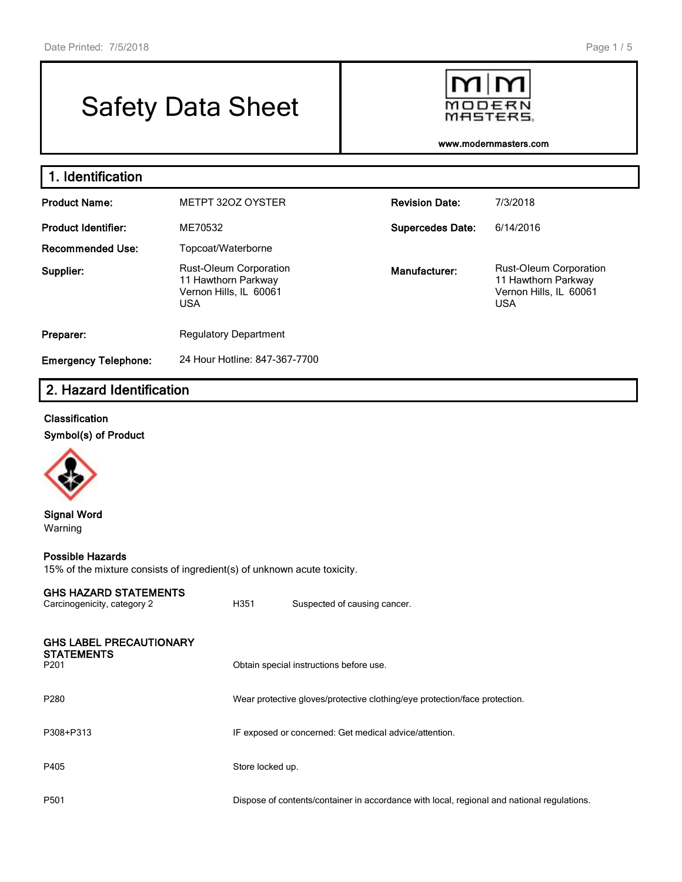# Safety Data Sheet

MODERN MASTERS

www.modernmasters.com

## 1. Identification

| | | | |
|---|---|---|---|
| **Product Name:** | METPT 32OZ OYSTER | **Revision Date:** | 7/3/2018 |
| **Product Identifier:** | ME70532 | **Supercedes Date:** | 6/14/2016 |
| **Recommended Use:** | Topcoat/Waterborne | | |
| **Supplier:** | Rust-Oleum Corporation<br>11 Hawthorn Parkway<br>Vernon Hills, IL 60061<br>USA | **Manufacturer:** | Rust-Oleum Corporation<br>11 Hawthorn Parkway<br>Vernon Hills, IL 60061<br>USA |
| **Preparer:** | Regulatory Department | | |
| **Emergency Telephone:** | 24 Hour Hotline: 847-367-7700 | | |

## 2. Hazard Identification

**Classification**

**Symbol(s) of Product**

**Signal Word**

Warning

**Possible Hazards**

15% of the mixture consists of ingredient(s) of unknown acute toxicity.

**GHS HAZARD STATEMENTS**

| | | |
|---|---|---|
| Carcinogenicity, category 2 | H351 | Suspected of causing cancer. |

**GHS LABEL PRECAUTIONARY STATEMENTS**

| | |
|---|---|
| P201 | Obtain special instructions before use. |
| P280 | Wear protective gloves/protective clothing/eye protection/face protection. |
| P308+P313 | IF exposed or concerned: Get medical advice/attention. |
| P405 | Store locked up. |
| P501 | Dispose of contents/container in accordance with local, regional and national regulations. |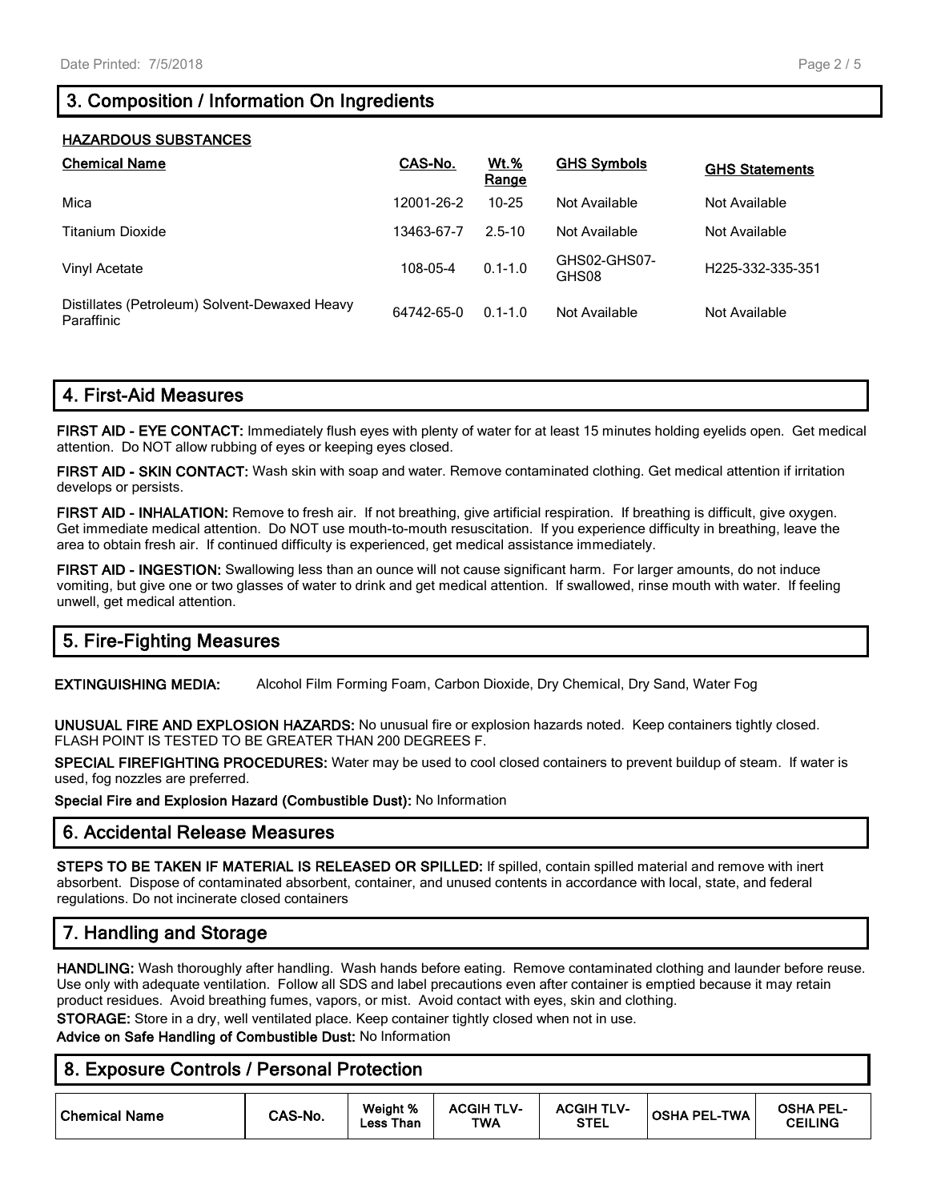## 3. Composition / Information On Ingredients

**HAZARDOUS SUBSTANCES**

| Chemical Name | CAS-No. | Wt.% Range | GHS Symbols | GHS Statements |
|---|---|---|---|---|
| Mica | 12001-26-2 | 10-25 | Not Available | Not Available |
| Titanium Dioxide | 13463-67-7 | 2.5-10 | Not Available | Not Available |
| Vinyl Acetate | 108-05-4 | 0.1-1.0 | GHS02-GHS07-GHS08 | H225-332-335-351 |
| Distillates (Petroleum) Solvent-Dewaxed Heavy Paraffinic | 64742-65-0 | 0.1-1.0 | Not Available | Not Available |

## 4. First-Aid Measures

**FIRST AID - EYE CONTACT:** Immediately flush eyes with plenty of water for at least 15 minutes holding eyelids open. Get medical attention. Do NOT allow rubbing of eyes or keeping eyes closed.

**FIRST AID - SKIN CONTACT:** Wash skin with soap and water. Remove contaminated clothing. Get medical attention if irritation develops or persists.

**FIRST AID - INHALATION:** Remove to fresh air. If not breathing, give artificial respiration. If breathing is difficult, give oxygen. Get immediate medical attention. Do NOT use mouth-to-mouth resuscitation. If you experience difficulty in breathing, leave the area to obtain fresh air. If continued difficulty is experienced, get medical assistance immediately.

**FIRST AID - INGESTION:** Swallowing less than an ounce will not cause significant harm. For larger amounts, do not induce vomiting, but give one or two glasses of water to drink and get medical attention. If swallowed, rinse mouth with water. If feeling unwell, get medical attention.

## 5. Fire-Fighting Measures

**EXTINGUISHING MEDIA:** Alcohol Film Forming Foam, Carbon Dioxide, Dry Chemical, Dry Sand, Water Fog

**UNUSUAL FIRE AND EXPLOSION HAZARDS:** No unusual fire or explosion hazards noted. Keep containers tightly closed. FLASH POINT IS TESTED TO BE GREATER THAN 200 DEGREES F.

**SPECIAL FIREFIGHTING PROCEDURES:** Water may be used to cool closed containers to prevent buildup of steam. If water is used, fog nozzles are preferred.

**Special Fire and Explosion Hazard (Combustible Dust):** No Information

## 6. Accidental Release Measures

**STEPS TO BE TAKEN IF MATERIAL IS RELEASED OR SPILLED:** If spilled, contain spilled material and remove with inert absorbent. Dispose of contaminated absorbent, container, and unused contents in accordance with local, state, and federal regulations. Do not incinerate closed containers

## 7. Handling and Storage

**HANDLING:** Wash thoroughly after handling. Wash hands before eating. Remove contaminated clothing and launder before reuse. Use only with adequate ventilation. Follow all SDS and label precautions even after container is emptied because it may retain product residues. Avoid breathing fumes, vapors, or mist. Avoid contact with eyes, skin and clothing.

**STORAGE:** Store in a dry, well ventilated place. Keep container tightly closed when not in use.

**Advice on Safe Handling of Combustible Dust:** No Information

## 8. Exposure Controls / Personal Protection

| Chemical Name | CAS-No. | Weight % Less Than | ACGIH TLV-TWA | ACGIH TLV-STEL | OSHA PEL-TWA | OSHA PEL-CEILING |
|---|---|---|---|---|---|---|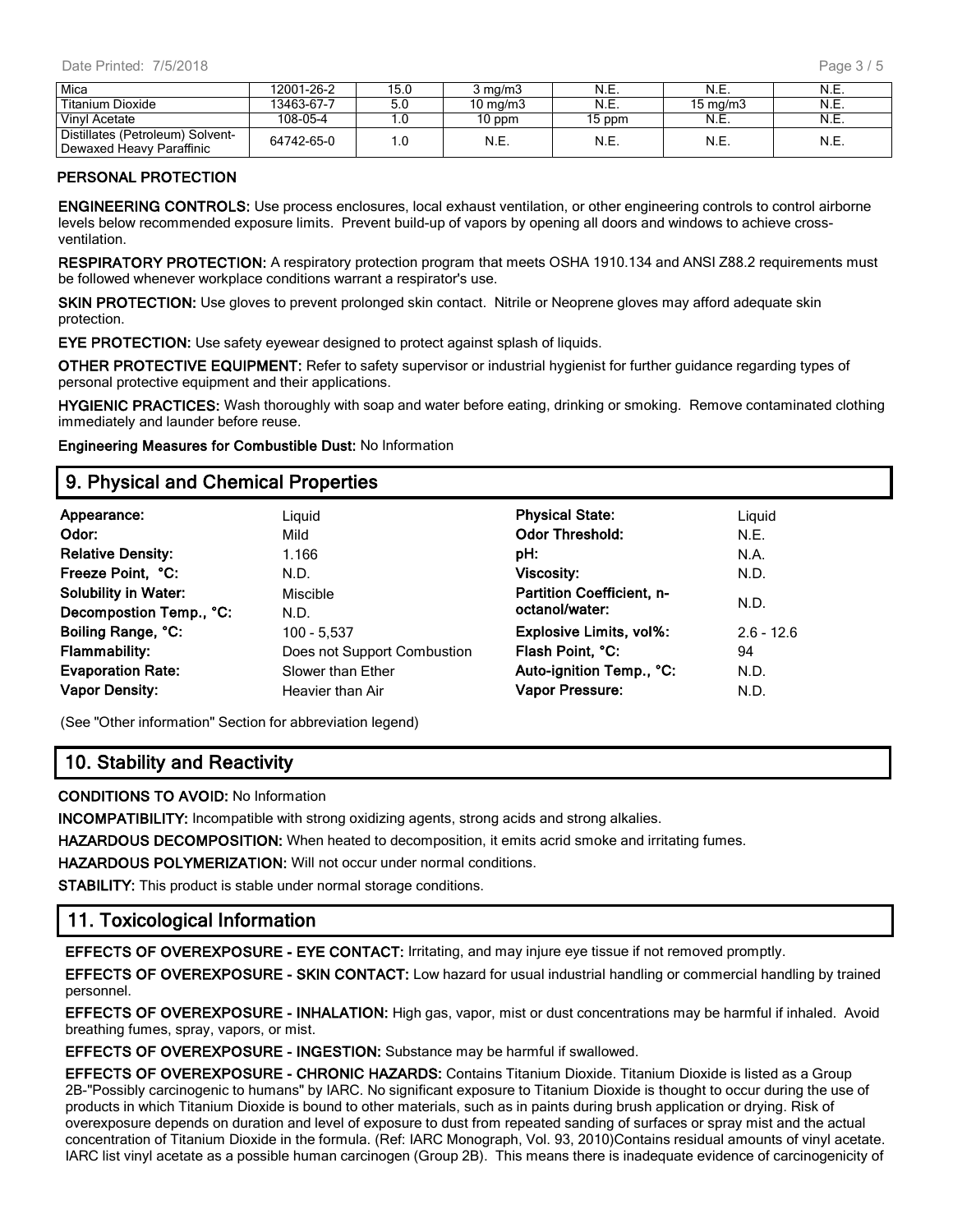| | | | | | | |
|---|---|---|---|---|---|---|
| Mica | 12001-26-2 | 15.0 | 3 mg/m3 | N.E. | N.E. | N.E. |
| Titanium Dioxide | 13463-67-7 | 5.0 | 10 mg/m3 | N.E. | 15 mg/m3 | N.E. |
| Vinyl Acetate | 108-05-4 | 1.0 | 10 ppm | 15 ppm | N.E. | N.E. |
| Distillates (Petroleum) Solvent-Dewaxed Heavy Paraffinic | 64742-65-0 | 1.0 | N.E. | N.E. | N.E. | N.E. |

**PERSONAL PROTECTION**

**ENGINEERING CONTROLS:** Use process enclosures, local exhaust ventilation, or other engineering controls to control airborne levels below recommended exposure limits. Prevent build-up of vapors by opening all doors and windows to achieve cross-ventilation.

**RESPIRATORY PROTECTION:** A respiratory protection program that meets OSHA 1910.134 and ANSI Z88.2 requirements must be followed whenever workplace conditions warrant a respirator's use.

**SKIN PROTECTION:** Use gloves to prevent prolonged skin contact. Nitrile or Neoprene gloves may afford adequate skin protection.

**EYE PROTECTION:** Use safety eyewear designed to protect against splash of liquids.

**OTHER PROTECTIVE EQUIPMENT:** Refer to safety supervisor or industrial hygienist for further guidance regarding types of personal protective equipment and their applications.

**HYGIENIC PRACTICES:** Wash thoroughly with soap and water before eating, drinking or smoking. Remove contaminated clothing immediately and launder before reuse.

**Engineering Measures for Combustible Dust:** No Information

## 9. Physical and Chemical Properties

| | | | |
|---|---|---|---|
| **Appearance:** | Liquid | **Physical State:** | Liquid |
| **Odor:** | Mild | **Odor Threshold:** | N.E. |
| **Relative Density:** | 1.166 | **pH:** | N.A. |
| **Freeze Point, °C:** | N.D. | **Viscosity:** | N.D. |
| **Solubility in Water:** | Miscible | **Partition Coefficient, n-octanol/water:** | N.D. |
| **Decompostion Temp., °C:** | N.D. | | |
| **Boiling Range, °C:** | 100 - 5,537 | **Explosive Limits, vol%:** | 2.6 - 12.6 |
| **Flammability:** | Does not Support Combustion | **Flash Point, °C:** | 94 |
| **Evaporation Rate:** | Slower than Ether | **Auto-ignition Temp., °C:** | N.D. |
| **Vapor Density:** | Heavier than Air | **Vapor Pressure:** | N.D. |

(See "Other information" Section for abbreviation legend)

## 10. Stability and Reactivity

**CONDITIONS TO AVOID:** No Information

**INCOMPATIBILITY:** Incompatible with strong oxidizing agents, strong acids and strong alkalies.

**HAZARDOUS DECOMPOSITION:** When heated to decomposition, it emits acrid smoke and irritating fumes.

**HAZARDOUS POLYMERIZATION:** Will not occur under normal conditions.

**STABILITY:** This product is stable under normal storage conditions.

## 11. Toxicological Information

**EFFECTS OF OVEREXPOSURE - EYE CONTACT:** Irritating, and may injure eye tissue if not removed promptly.

**EFFECTS OF OVEREXPOSURE - SKIN CONTACT:** Low hazard for usual industrial handling or commercial handling by trained personnel.

**EFFECTS OF OVEREXPOSURE - INHALATION:** High gas, vapor, mist or dust concentrations may be harmful if inhaled. Avoid breathing fumes, spray, vapors, or mist.

**EFFECTS OF OVEREXPOSURE - INGESTION:** Substance may be harmful if swallowed.

**EFFECTS OF OVEREXPOSURE - CHRONIC HAZARDS:** Contains Titanium Dioxide. Titanium Dioxide is listed as a Group 2B-"Possibly carcinogenic to humans" by IARC. No significant exposure to Titanium Dioxide is thought to occur during the use of products in which Titanium Dioxide is bound to other materials, such as in paints during brush application or drying. Risk of overexposure depends on duration and level of exposure to dust from repeated sanding of surfaces or spray mist and the actual concentration of Titanium Dioxide in the formula. (Ref: IARC Monograph, Vol. 93, 2010)Contains residual amounts of vinyl acetate. IARC list vinyl acetate as a possible human carcinogen (Group 2B). This means there is inadequate evidence of carcinogenicity of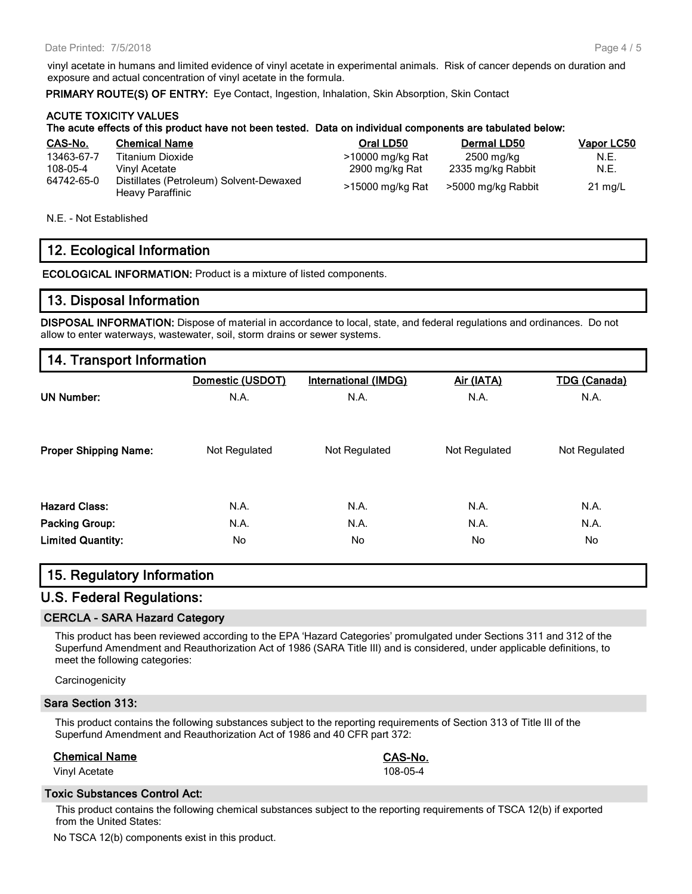vinyl acetate in humans and limited evidence of vinyl acetate in experimental animals. Risk of cancer depends on duration and exposure and actual concentration of vinyl acetate in the formula.

**PRIMARY ROUTE(S) OF ENTRY:** Eye Contact, Ingestion, Inhalation, Skin Absorption, Skin Contact

**ACUTE TOXICITY VALUES**

**The acute effects of this product have not been tested. Data on individual components are tabulated below:**

| CAS-No. | Chemical Name | Oral LD50 | Dermal LD50 | Vapor LC50 |
|---|---|---|---|---|
| 13463-67-7 | Titanium Dioxide | >10000 mg/kg Rat | 2500 mg/kg | N.E. |
| 108-05-4 | Vinyl Acetate | 2900 mg/kg Rat | 2335 mg/kg Rabbit | N.E. |
| 64742-65-0 | Distillates (Petroleum) Solvent-Dewaxed Heavy Paraffinic | >15000 mg/kg Rat | >5000 mg/kg Rabbit | 21 mg/L |

N.E. - Not Established

## 12. Ecological Information

**ECOLOGICAL INFORMATION:** Product is a mixture of listed components.

## 13. Disposal Information

**DISPOSAL INFORMATION:** Dispose of material in accordance to local, state, and federal regulations and ordinances. Do not allow to enter waterways, wastewater, soil, storm drains or sewer systems.

## 14. Transport Information

| | Domestic (USDOT) | International (IMDG) | Air (IATA) | TDG (Canada) |
|---|---|---|---|---|
| **UN Number:** | N.A. | N.A. | N.A. | N.A. |
| **Proper Shipping Name:** | Not Regulated | Not Regulated | Not Regulated | Not Regulated |
| **Hazard Class:** | N.A. | N.A. | N.A. | N.A. |
| **Packing Group:** | N.A. | N.A. | N.A. | N.A. |
| **Limited Quantity:** | No | No | No | No |

## 15. Regulatory Information

## U.S. Federal Regulations:

### CERCLA - SARA Hazard Category

This product has been reviewed according to the EPA 'Hazard Categories' promulgated under Sections 311 and 312 of the Superfund Amendment and Reauthorization Act of 1986 (SARA Title III) and is considered, under applicable definitions, to meet the following categories:

Carcinogenicity

### Sara Section 313:

This product contains the following substances subject to the reporting requirements of Section 313 of Title III of the Superfund Amendment and Reauthorization Act of 1986 and 40 CFR part 372:

| Chemical Name | CAS-No. |
|---|---|
| Vinyl Acetate | 108-05-4 |

### Toxic Substances Control Act:

This product contains the following chemical substances subject to the reporting requirements of TSCA 12(b) if exported from the United States:

No TSCA 12(b) components exist in this product.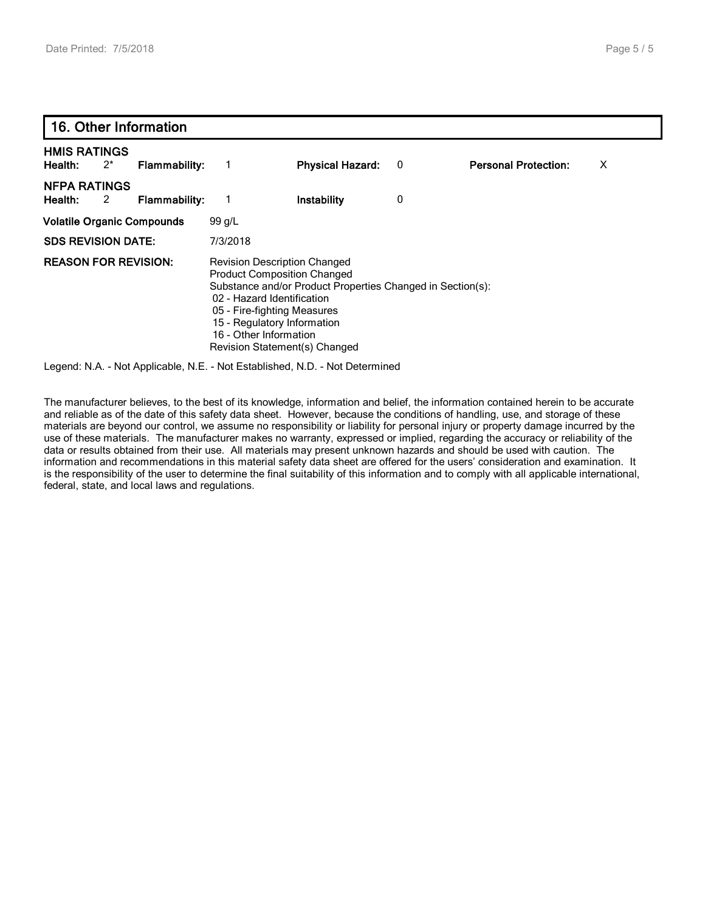## 16. Other Information

**HMIS RATINGS**

| | | | | | | | |
|---|---|---|---|---|---|---|---|
| **Health:** | 2* | **Flammability:** | 1 | **Physical Hazard:** | 0 | **Personal Protection:** | X |

**NFPA RATINGS**

| | | | | | |
|---|---|---|---|---|---|
| **Health:** | 2 | **Flammability:** | 1 | **Instability** | 0 |

**Volatile Organic Compounds** 99 g/L

**SDS REVISION DATE:** 7/3/2018

**REASON FOR REVISION:**

Revision Description Changed
Product Composition Changed
Substance and/or Product Properties Changed in Section(s):
02 - Hazard Identification
05 - Fire-fighting Measures
15 - Regulatory Information
16 - Other Information
Revision Statement(s) Changed

Legend: N.A. - Not Applicable, N.E. - Not Established, N.D. - Not Determined

The manufacturer believes, to the best of its knowledge, information and belief, the information contained herein to be accurate and reliable as of the date of this safety data sheet. However, because the conditions of handling, use, and storage of these materials are beyond our control, we assume no responsibility or liability for personal injury or property damage incurred by the use of these materials. The manufacturer makes no warranty, expressed or implied, regarding the accuracy or reliability of the data or results obtained from their use. All materials may present unknown hazards and should be used with caution. The information and recommendations in this material safety data sheet are offered for the users' consideration and examination. It is the responsibility of the user to determine the final suitability of this information and to comply with all applicable international, federal, state, and local laws and regulations.